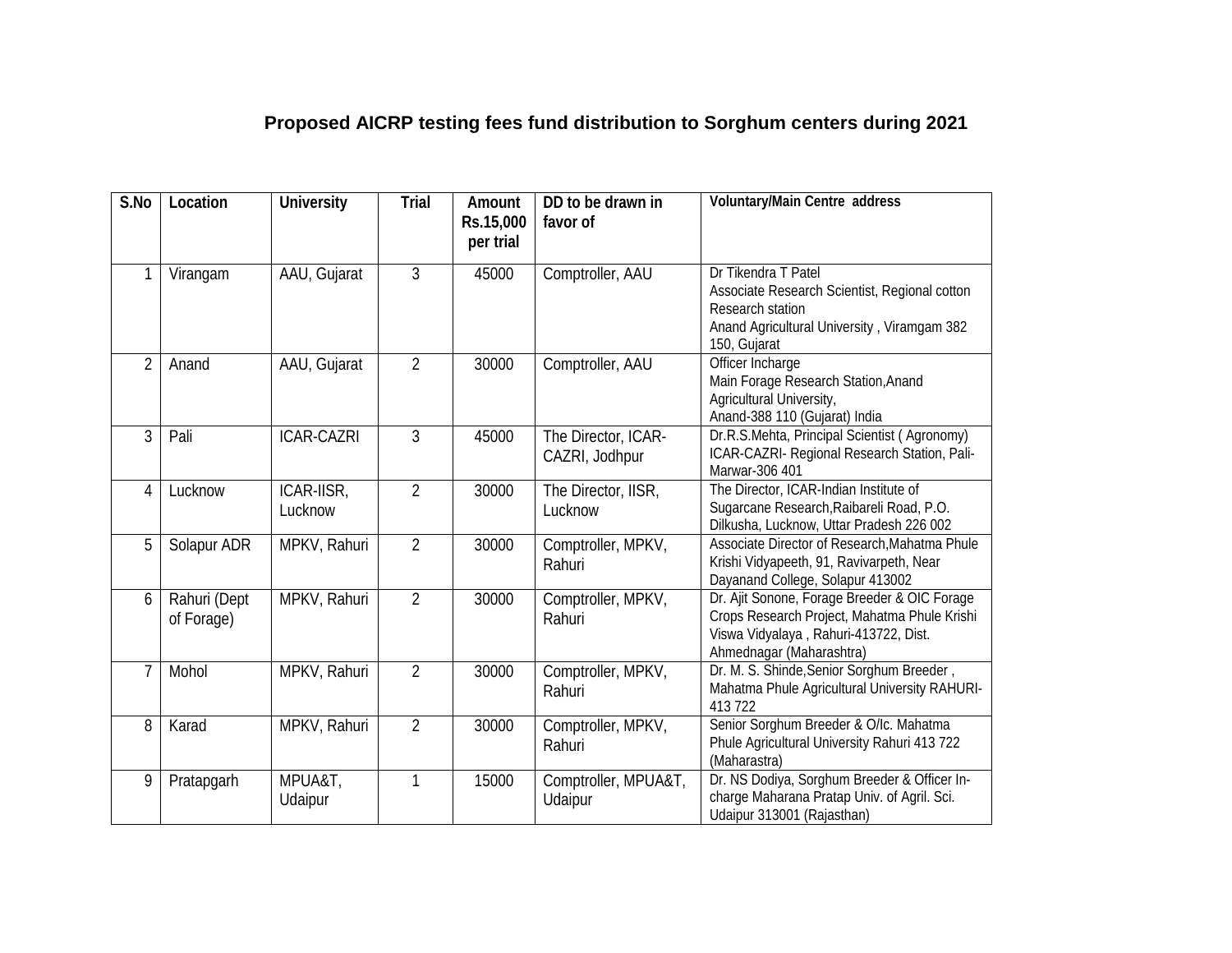# Proposed AICRP testing fees fund distribution to Sorghum centers during 2021

| S.No | Location | University | Trial | Amount Rs.15,000 per trial | DD to be drawn in favor of | Voluntary/Main Centre address |
|---|---|---|---|---|---|---|
| 1 | Virangam | AAU, Gujarat | 3 | 45000 | Comptroller, AAU | Dr Tikendra T Patel Associate Research Scientist, Regional cotton Research station Anand Agricultural University , Viramgam 382 150, Gujarat |
| 2 | Anand | AAU, Gujarat | 2 | 30000 | Comptroller, AAU | Officer Incharge Main Forage Research Station,Anand Agricultural University, Anand-388 110 (Gujarat) India |
| 3 | Pali | ICAR-CAZRI | 3 | 45000 | The Director, ICAR-CAZRI, Jodhpur | Dr.R.S.Mehta, Principal Scientist ( Agronomy) ICAR-CAZRI- Regional Research Station, Pali-Marwar-306 401 |
| 4 | Lucknow | ICAR-IISR, Lucknow | 2 | 30000 | The Director, IISR, Lucknow | The Director, ICAR-Indian Institute of Sugarcane Research,Raibareli Road, P.O. Dilkusha, Lucknow, Uttar Pradesh 226 002 |
| 5 | Solapur ADR | MPKV, Rahuri | 2 | 30000 | Comptroller, MPKV, Rahuri | Associate Director of Research,Mahatma Phule Krishi Vidyapeeth, 91, Ravivarpeth, Near Dayanand College, Solapur 413002 |
| 6 | Rahuri (Dept of Forage) | MPKV, Rahuri | 2 | 30000 | Comptroller, MPKV, Rahuri | Dr. Ajit Sonone, Forage Breeder & OIC Forage Crops Research Project, Mahatma Phule Krishi Viswa Vidyalaya , Rahuri-413722, Dist. Ahmednagar (Maharashtra) |
| 7 | Mohol | MPKV, Rahuri | 2 | 30000 | Comptroller, MPKV, Rahuri | Dr. M. S. Shinde,Senior Sorghum Breeder , Mahatma Phule Agricultural University RAHURI-413 722 |
| 8 | Karad | MPKV, Rahuri | 2 | 30000 | Comptroller, MPKV, Rahuri | Senior Sorghum Breeder & O/Ic. Mahatma Phule Agricultural University Rahuri 413 722 (Maharastra) |
| 9 | Pratapgarh | MPUA&T, Udaipur | 1 | 15000 | Comptroller, MPUA&T, Udaipur | Dr. NS Dodiya, Sorghum Breeder & Officer In-charge Maharana Pratap Univ. of Agril. Sci. Udaipur 313001 (Rajasthan) |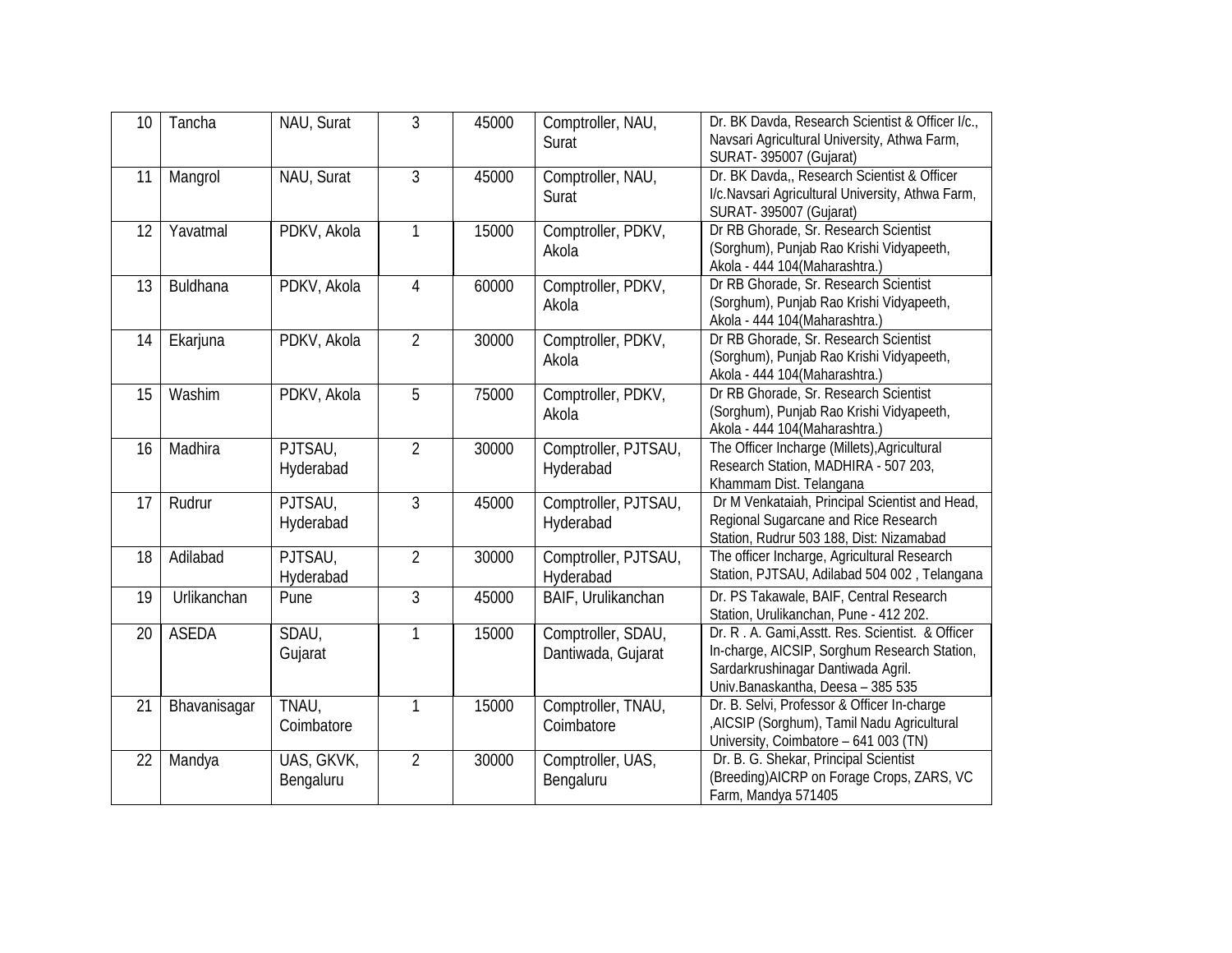| 10 | Tancha | NAU, Surat | 3 | 45000 | Comptroller, NAU, Surat | Dr. BK Davda, Research Scientist & Officer I/c., Navsari Agricultural University, Athwa Farm, SURAT- 395007 (Gujarat) |
|---|---|---|---|---|---|---|
| 11 | Mangrol | NAU, Surat | 3 | 45000 | Comptroller, NAU, Surat | Dr. BK Davda,, Research Scientist & Officer I/c.Navsari Agricultural University, Athwa Farm, SURAT- 395007 (Gujarat) |
| 12 | Yavatmal | PDKV, Akola | 1 | 15000 | Comptroller, PDKV, Akola | Dr RB Ghorade, Sr. Research Scientist (Sorghum), Punjab Rao Krishi Vidyapeeth, Akola - 444 104(Maharashtra.) |
| 13 | Buldhana | PDKV, Akola | 4 | 60000 | Comptroller, PDKV, Akola | Dr RB Ghorade, Sr. Research Scientist (Sorghum), Punjab Rao Krishi Vidyapeeth, Akola - 444 104(Maharashtra.) |
| 14 | Ekarjuna | PDKV, Akola | 2 | 30000 | Comptroller, PDKV, Akola | Dr RB Ghorade, Sr. Research Scientist (Sorghum), Punjab Rao Krishi Vidyapeeth, Akola - 444 104(Maharashtra.) |
| 15 | Washim | PDKV, Akola | 5 | 75000 | Comptroller, PDKV, Akola | Dr RB Ghorade, Sr. Research Scientist (Sorghum), Punjab Rao Krishi Vidyapeeth, Akola - 444 104(Maharashtra.) |
| 16 | Madhira | PJTSAU, Hyderabad | 2 | 30000 | Comptroller, PJTSAU, Hyderabad | The Officer Incharge (Millets),Agricultural Research Station, MADHIRA - 507 203, Khammam Dist. Telangana |
| 17 | Rudrur | PJTSAU, Hyderabad | 3 | 45000 | Comptroller, PJTSAU, Hyderabad | Dr M Venkataiah, Principal Scientist and Head, Regional Sugarcane and Rice Research Station, Rudrur 503 188, Dist: Nizamabad |
| 18 | Adilabad | PJTSAU, Hyderabad | 2 | 30000 | Comptroller, PJTSAU, Hyderabad | The officer Incharge, Agricultural Research Station, PJTSAU, Adilabad 504 002 , Telangana |
| 19 | Urlikanchan | Pune | 3 | 45000 | BAIF, Urulikanchan | Dr. PS Takawale, BAIF, Central Research Station, Urulikanchan, Pune - 412 202. |
| 20 | ASEDA | SDAU, Gujarat | 1 | 15000 | Comptroller, SDAU, Dantiwada, Gujarat | Dr. R . A. Gami,Asstt. Res. Scientist. & Officer In-charge, AICSIP, Sorghum Research Station, Sardarkrushinagar Dantiwada Agril. Univ.Banaskantha, Deesa – 385 535 |
| 21 | Bhavanisagar | TNAU, Coimbatore | 1 | 15000 | Comptroller, TNAU, Coimbatore | Dr. B. Selvi, Professor & Officer In-charge ,AICSIP (Sorghum), Tamil Nadu Agricultural University, Coimbatore – 641 003 (TN) |
| 22 | Mandya | UAS, GKVK, Bengaluru | 2 | 30000 | Comptroller, UAS, Bengaluru | Dr. B. G. Shekar, Principal Scientist (Breeding)AICRP on Forage Crops, ZARS, VC Farm, Mandya 571405 |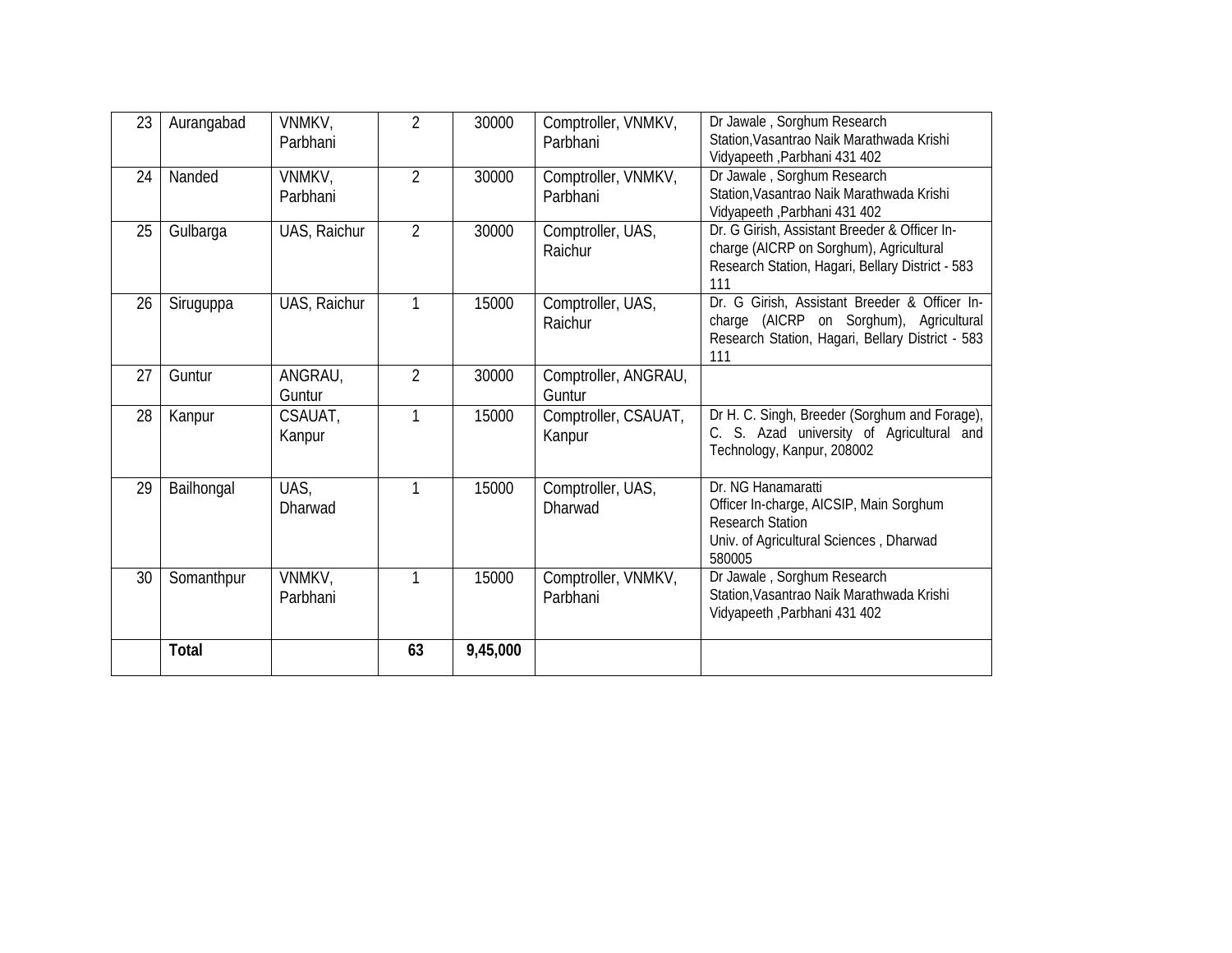| | | | | | | |
|---|---|---|---|---|---|---|
| 23 | Aurangabad | VNMKV, Parbhani | 2 | 30000 | Comptroller, VNMKV, Parbhani | Dr Jawale , Sorghum Research Station,Vasantrao Naik Marathwada Krishi Vidyapeeth ,Parbhani 431 402 |
| 24 | Nanded | VNMKV, Parbhani | 2 | 30000 | Comptroller, VNMKV, Parbhani | Dr Jawale , Sorghum Research Station,Vasantrao Naik Marathwada Krishi Vidyapeeth ,Parbhani 431 402 |
| 25 | Gulbarga | UAS, Raichur | 2 | 30000 | Comptroller, UAS, Raichur | Dr. G Girish, Assistant Breeder & Officer In-charge (AICRP on Sorghum), Agricultural Research Station, Hagari, Bellary District - 583 111 |
| 26 | Siruguppa | UAS, Raichur | 1 | 15000 | Comptroller, UAS, Raichur | Dr. G Girish, Assistant Breeder & Officer In-charge (AICRP on Sorghum), Agricultural Research Station, Hagari, Bellary District - 583 111 |
| 27 | Guntur | ANGRAU, Guntur | 2 | 30000 | Comptroller, ANGRAU, Guntur | |
| 28 | Kanpur | CSAUAT, Kanpur | 1 | 15000 | Comptroller, CSAUAT, Kanpur | Dr H. C. Singh, Breeder (Sorghum and Forage), C. S. Azad university of Agricultural and Technology, Kanpur, 208002 |
| 29 | Bailhongal | UAS, Dharwad | 1 | 15000 | Comptroller, UAS, Dharwad | Dr. NG Hanamaratti<br>Officer In-charge, AICSIP, Main Sorghum Research Station<br>Univ. of Agricultural Sciences , Dharwad 580005 |
| 30 | Somanthpur | VNMKV, Parbhani | 1 | 15000 | Comptroller, VNMKV, Parbhani | Dr Jawale , Sorghum Research Station,Vasantrao Naik Marathwada Krishi Vidyapeeth ,Parbhani 431 402 |
| | **Total** | | **63** | **9,45,000** | | |